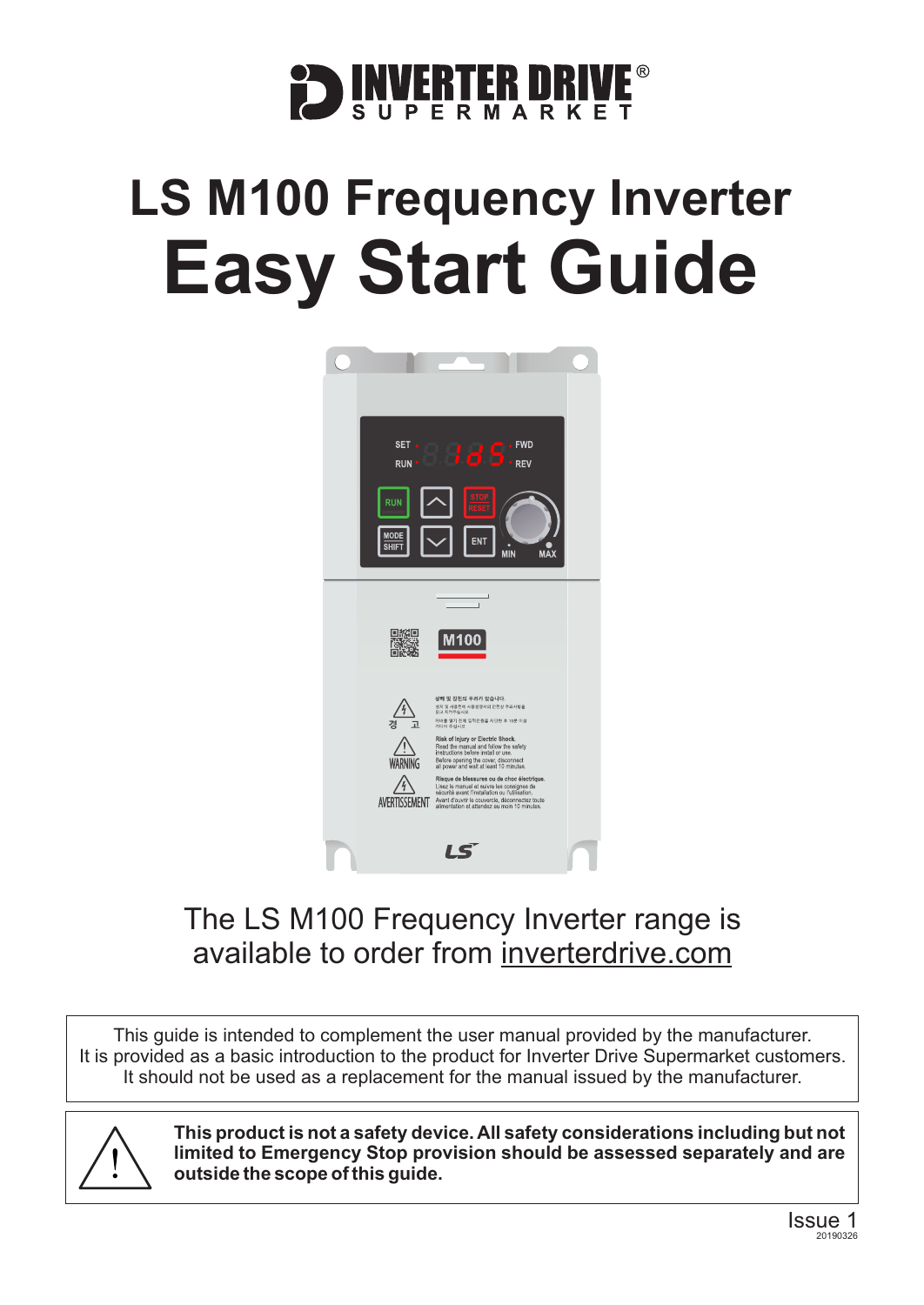# LS M100 Frequency Inverter Easy Start Guide

The LS M100 Frequency Inverter range is available to order from inverterdrive.com

This guide is intended to complement the user manual provided by the manufacturer. It is provided as a basic introduction to the product for Inverter Drive Supermarket customers. It should not be used as a replacement for the manual issued by the manufacturer.

**This product is not a safety device. All safety considerations including but not limited to Emergency Stop provision should be assessed separately and are outside the scope of this guide.**

Issue 1
20190326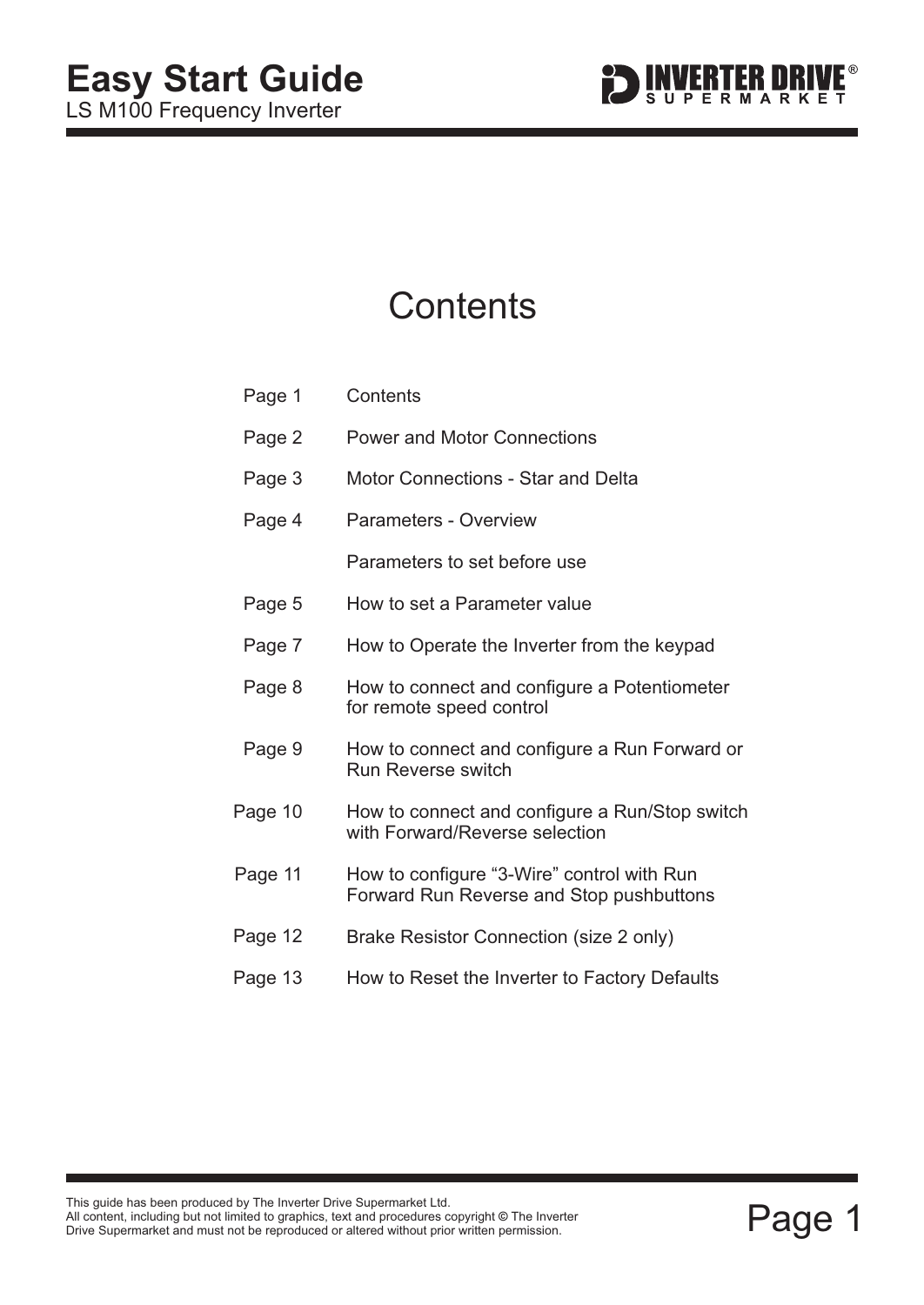# Easy Start Guide

LS M100 Frequency Inverter

## Contents

| | |
|---|---|
| Page 1 | Contents |
| Page 2 | Power and Motor Connections |
| Page 3 | Motor Connections - Star and Delta |
| Page 4 | Parameters - Overview |
| | Parameters to set before use |
| Page 5 | How to set a Parameter value |
| Page 7 | How to Operate the Inverter from the keypad |
| Page 8 | How to connect and configure a Potentiometer for remote speed control |
| Page 9 | How to connect and configure a Run Forward or Run Reverse switch |
| Page 10 | How to connect and configure a Run/Stop switch with Forward/Reverse selection |
| Page 11 | How to configure "3-Wire" control with Run Forward Run Reverse and Stop pushbuttons |
| Page 12 | Brake Resistor Connection (size 2 only) |
| Page 13 | How to Reset the Inverter to Factory Defaults |

This guide has been produced by The Inverter Drive Supermarket Ltd.
All content, including but not limited to graphics, text and procedures copyright © The Inverter Drive Supermarket and must not be reproduced or altered without prior written permission.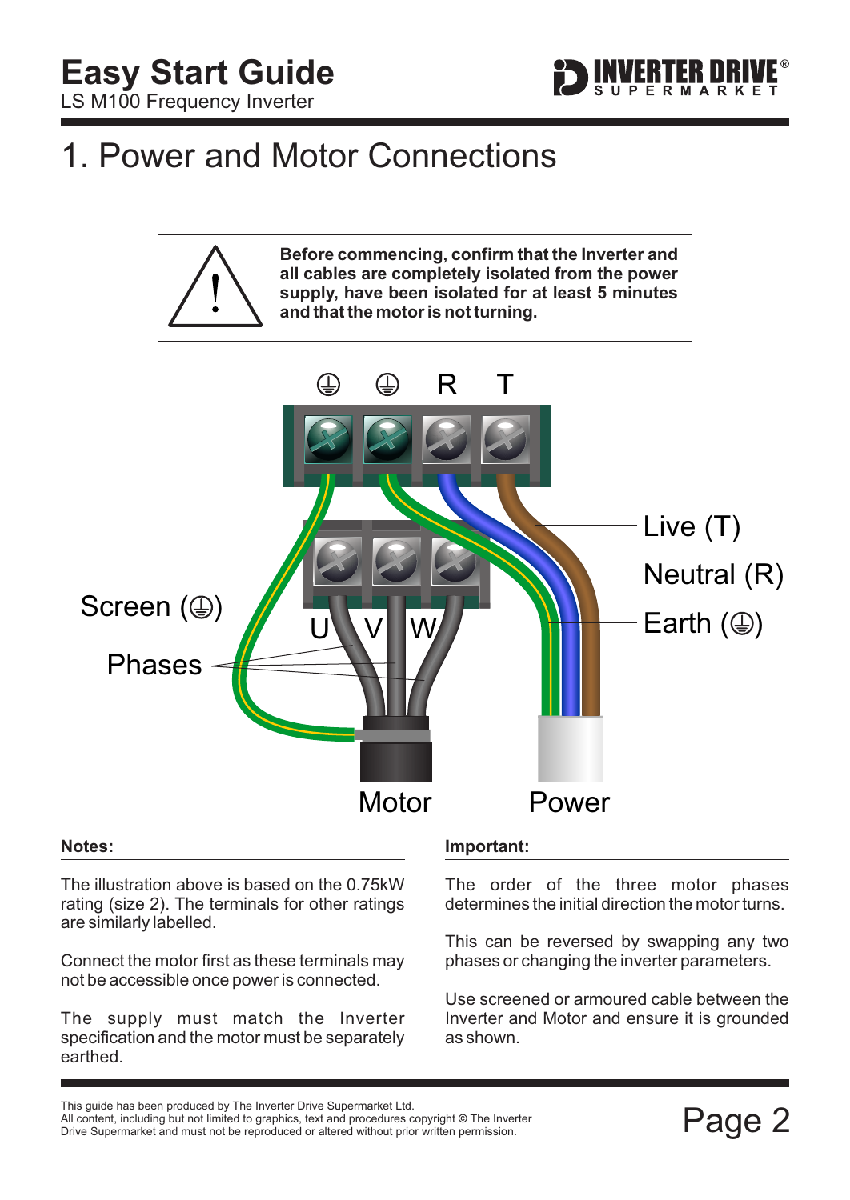Easy Start Guide
LS M100 Frequency Inverter

# 1. Power and Motor Connections

**Before commencing, confirm that the Inverter and all cables are completely isolated from the power supply, have been isolated for at least 5 minutes and that the motor is not turning.**

⏚ ⏚ R T

Live (T)
Neutral (R)
Earth (⏚)
Screen (⏚)
Phases
U V W
Motor Power

**Notes:**

The illustration above is based on the 0.75kW rating (size 2). The terminals for other ratings are similarly labelled.

Connect the motor first as these terminals may not be accessible once power is connected.

The supply must match the Inverter specification and the motor must be separately earthed.

**Important:**

The order of the three motor phases determines the initial direction the motor turns.

This can be reversed by swapping any two phases or changing the inverter parameters.

Use screened or armoured cable between the Inverter and Motor and ensure it is grounded as shown.

This guide has been produced by The Inverter Drive Supermarket Ltd.
All content, including but not limited to graphics, text and procedures copyright © The Inverter Drive Supermarket and must not be reproduced or altered without prior written permission.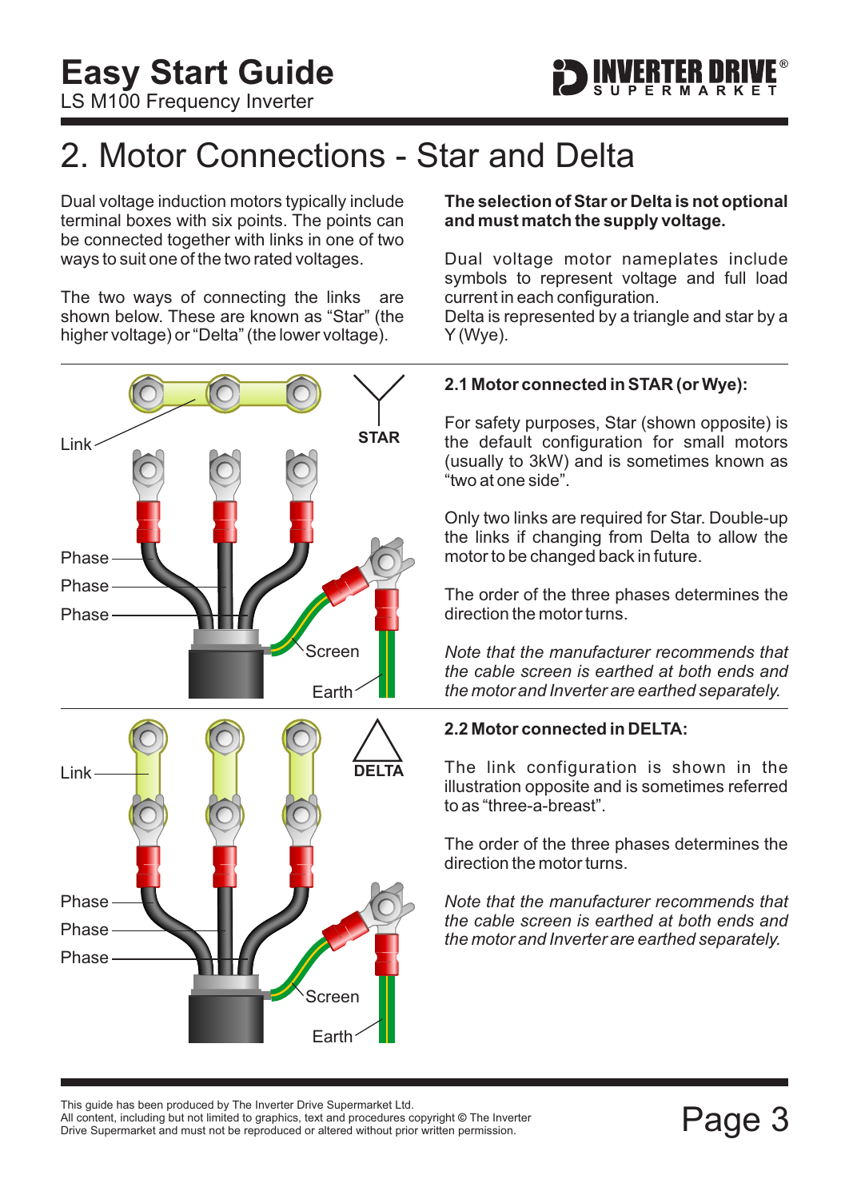# 2. Motor Connections - Star and Delta

Dual voltage induction motors typically include terminal boxes with six points. The points can be connected together with links in one of two ways to suit one of the two rated voltages.

The two ways of connecting the links are shown below. These are known as "Star" (the higher voltage) or "Delta" (the lower voltage).

**The selection of Star or Delta is not optional and must match the supply voltage.**

Dual voltage motor nameplates include symbols to represent voltage and full load current in each configuration.
Delta is represented by a triangle and star by a Y (Wye).

Link

STAR

Phase
Phase
Phase

Screen

Earth

## 2.1 Motor connected in STAR (or Wye):

For safety purposes, Star (shown opposite) is the default configuration for small motors (usually to 3kW) and is sometimes known as "two at one side".

Only two links are required for Star. Double-up the links if changing from Delta to allow the motor to be changed back in future.

The order of the three phases determines the direction the motor turns.

*Note that the manufacturer recommends that the cable screen is earthed at both ends and the motor and Inverter are earthed separately.*

Link

DELTA

Phase
Phase
Phase

Screen

Earth

## 2.2 Motor connected in DELTA:

The link configuration is shown in the illustration opposite and is sometimes referred to as "three-a-breast".

The order of the three phases determines the direction the motor turns.

*Note that the manufacturer recommends that the cable screen is earthed at both ends and the motor and Inverter are earthed separately.*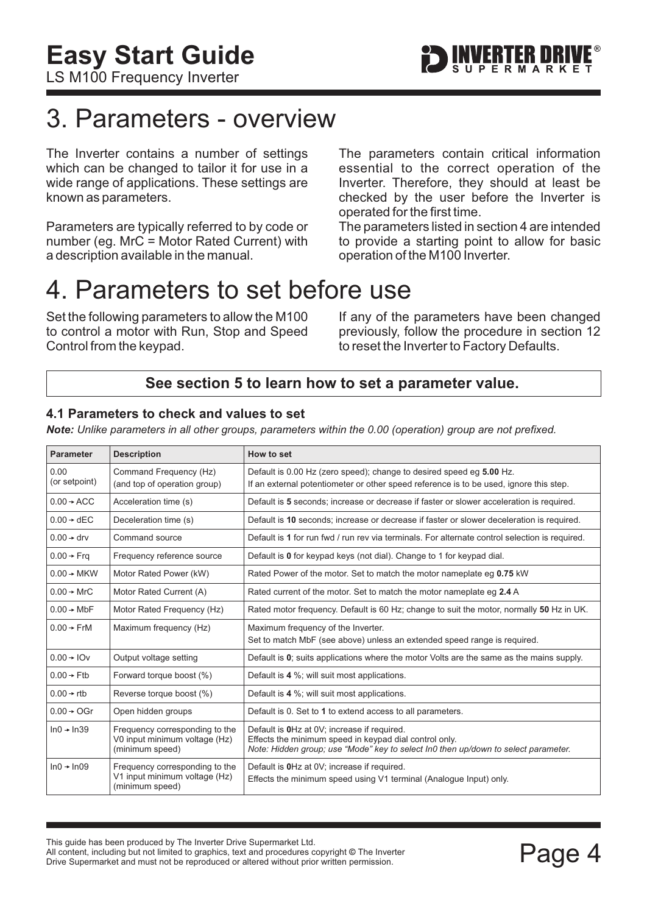# 3. Parameters - overview

The Inverter contains a number of settings which can be changed to tailor it for use in a wide range of applications. These settings are known as parameters.

Parameters are typically referred to by code or number (eg. MrC = Motor Rated Current) with a description available in the manual.

The parameters contain critical information essential to the correct operation of the Inverter. Therefore, they should at least be checked by the user before the Inverter is operated for the first time.

The parameters listed in section 4 are intended to provide a starting point to allow for basic operation of the M100 Inverter.

# 4. Parameters to set before use

Set the following parameters to allow the M100 to control a motor with Run, Stop and Speed Control from the keypad.

If any of the parameters have been changed previously, follow the procedure in section 12 to reset the Inverter to Factory Defaults.

**See section 5 to learn how to set a parameter value.**

### 4.1 Parameters to check and values to set

***Note:*** *Unlike parameters in all other groups, parameters within the 0.00 (operation) group are not prefixed.*

| Parameter | Description | How to set |
|---|---|---|
| 0.00 (or setpoint) | Command Frequency (Hz) (and top of operation group) | Default is 0.00 Hz (zero speed); change to desired speed eg **5.00** Hz. If an external potentiometer or other speed reference is to be used, ignore this step. |
| 0.00 → ACC | Acceleration time (s) | Default is **5** seconds; increase or decrease if faster or slower acceleration is required. |
| 0.00 → dEC | Deceleration time (s) | Default is **10** seconds; increase or decrease if faster or slower deceleration is required. |
| 0.00 → drv | Command source | Default is **1** for run fwd / run rev via terminals. For alternate control selection is required. |
| 0.00 → Frq | Frequency reference source | Default is **0** for keypad keys (not dial). Change to 1 for keypad dial. |
| 0.00 → MKW | Motor Rated Power (kW) | Rated Power of the motor. Set to match the motor nameplate eg **0.75** kW |
| 0.00 → MrC | Motor Rated Current (A) | Rated current of the motor. Set to match the motor nameplate eg **2.4** A |
| 0.00 → MbF | Motor Rated Frequency (Hz) | Rated motor frequency. Default is 60 Hz; change to suit the motor, normally **50** Hz in UK. |
| 0.00 → FrM | Maximum frequency (Hz) | Maximum frequency of the Inverter. Set to match MbF (see above) unless an extended speed range is required. |
| 0.00 → IOv | Output voltage setting | Default is **0**; suits applications where the motor Volts are the same as the mains supply. |
| 0.00 → Ftb | Forward torque boost (%) | Default is **4** %; will suit most applications. |
| 0.00 → rtb | Reverse torque boost (%) | Default is **4** %; will suit most applications. |
| 0.00 → OGr | Open hidden groups | Default is 0. Set to **1** to extend access to all parameters. |
| In0 → In39 | Frequency corresponding to the V0 input minimum voltage (Hz) (minimum speed) | Default is **0**Hz at 0V; increase if required. Effects the minimum speed in keypad dial control only. *Note: Hidden group; use "Mode" key to select In0 then up/down to select parameter.* |
| In0 → In09 | Frequency corresponding to the V1 input minimum voltage (Hz) (minimum speed) | Default is **0**Hz at 0V; increase if required. Effects the minimum speed using V1 terminal (Analogue Input) only. |

This guide has been produced by The Inverter Drive Supermarket Ltd.
All content, including but not limited to graphics, text and procedures copyright © The Inverter Drive Supermarket and must not be reproduced or altered without prior written permission.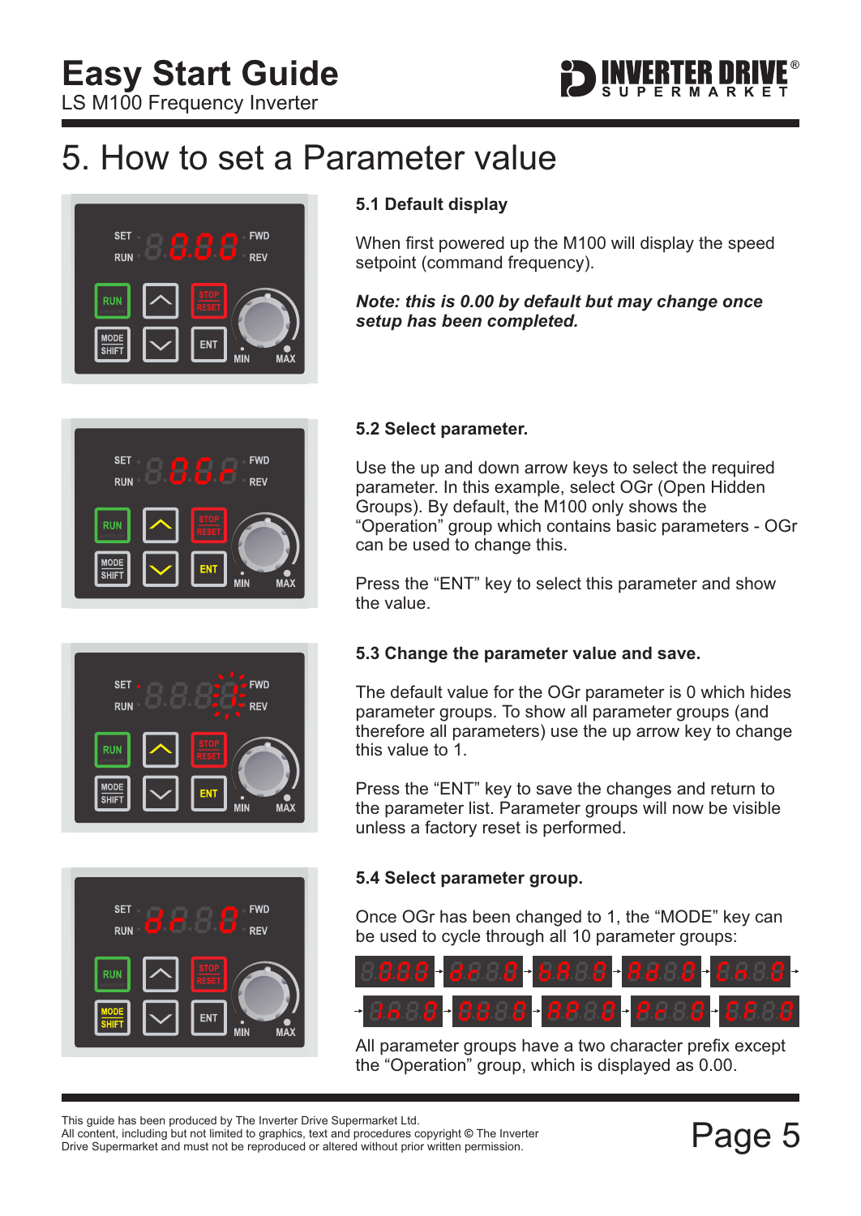# 5. How to set a Parameter value

### 5.1 Default display

When first powered up the M100 will display the speed setpoint (command frequency).

***Note: this is 0.00 by default but may change once setup has been completed.***

### 5.2 Select parameter.

Use the up and down arrow keys to select the required parameter. In this example, select OGr (Open Hidden Groups). By default, the M100 only shows the "Operation" group which contains basic parameters - OGr can be used to change this.

Press the "ENT" key to select this parameter and show the value.

### 5.3 Change the parameter value and save.

The default value for the OGr parameter is 0 which hides parameter groups. To show all parameter groups (and therefore all parameters) use the up arrow key to change this value to 1.

Press the "ENT" key to save the changes and return to the parameter list. Parameter groups will now be visible unless a factory reset is performed.

### 5.4 Select parameter group.

Once OGr has been changed to 1, the "MODE" key can be used to cycle through all 10 parameter groups:

All parameter groups have a two character prefix except the "Operation" group, which is displayed as 0.00.

This guide has been produced by The Inverter Drive Supermarket Ltd.
All content, including but not limited to graphics, text and procedures copyright © The Inverter Drive Supermarket and must not be reproduced or altered without prior written permission.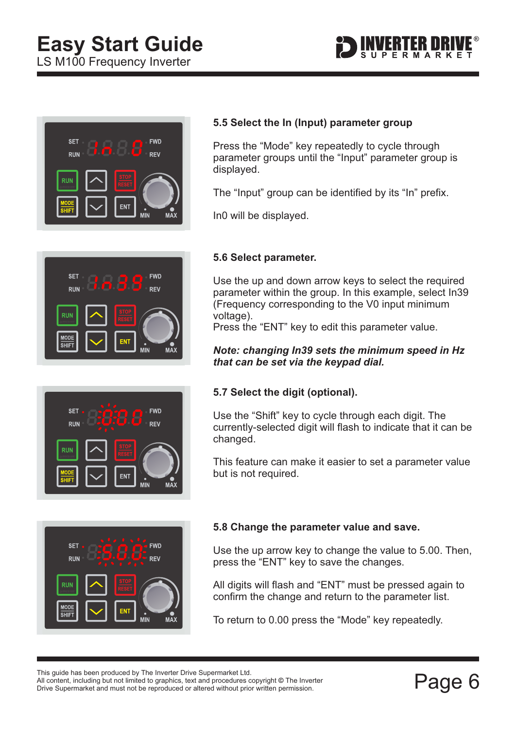### 5.5 Select the In (Input) parameter group

Press the “Mode” key repeatedly to cycle through parameter groups until the “Input” parameter group is displayed.

The “Input” group can be identified by its “In” prefix.

In0 will be displayed.

### 5.6 Select parameter.

Use the up and down arrow keys to select the required parameter within the group. In this example, select In39 (Frequency corresponding to the V0 input minimum voltage).
Press the “ENT” key to edit this parameter value.

***Note: changing In39 sets the minimum speed in Hz that can be set via the keypad dial.***

### 5.7 Select the digit (optional).

Use the “Shift” key to cycle through each digit. The currently-selected digit will flash to indicate that it can be changed.

This feature can make it easier to set a parameter value but is not required.

### 5.8 Change the parameter value and save.

Use the up arrow key to change the value to 5.00. Then, press the “ENT” key to save the changes.

All digits will flash and “ENT” must be pressed again to confirm the change and return to the parameter list.

To return to 0.00 press the “Mode” key repeatedly.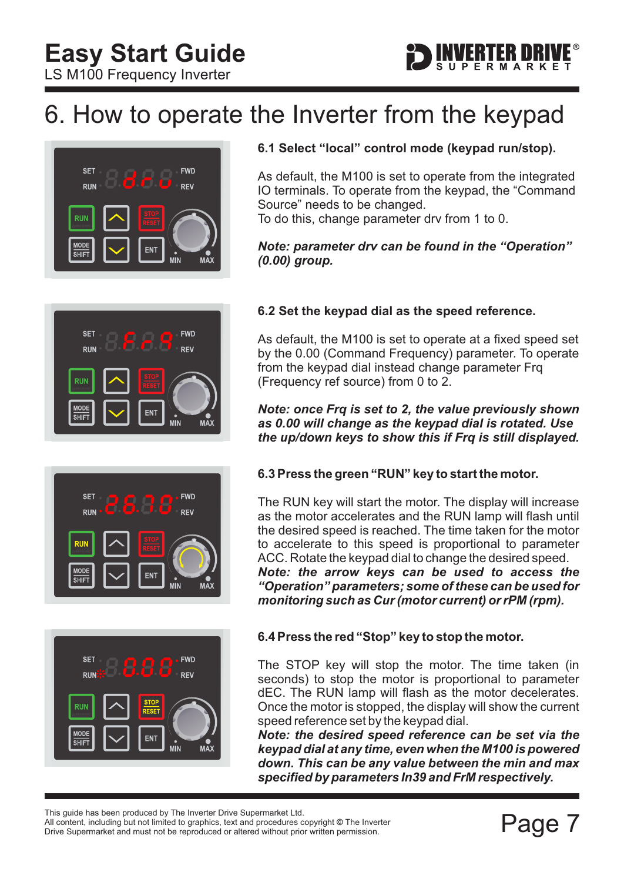# 6. How to operate the Inverter from the keypad

### 6.1 Select "local" control mode (keypad run/stop).

As default, the M100 is set to operate from the integrated IO terminals. To operate from the keypad, the "Command Source" needs to be changed.
To do this, change parameter drv from 1 to 0.

***Note: parameter drv can be found in the "Operation" (0.00) group.***

### 6.2 Set the keypad dial as the speed reference.

As default, the M100 is set to operate at a fixed speed set by the 0.00 (Command Frequency) parameter. To operate from the keypad dial instead change parameter Frq (Frequency ref source) from 0 to 2.

***Note: once Frq is set to 2, the value previously shown as 0.00 will change as the keypad dial is rotated. Use the up/down keys to show this if Frq is still displayed.***

### 6.3 Press the green "RUN" key to start the motor.

The RUN key will start the motor. The display will increase as the motor accelerates and the RUN lamp will flash until the desired speed is reached. The time taken for the motor to accelerate to this speed is proportional to parameter ACC. Rotate the keypad dial to change the desired speed.
***Note: the arrow keys can be used to access the "Operation" parameters; some of these can be used for monitoring such as Cur (motor current) or rPM (rpm).***

### 6.4 Press the red "Stop" key to stop the motor.

The STOP key will stop the motor. The time taken (in seconds) to stop the motor is proportional to parameter dEC. The RUN lamp will flash as the motor decelerates. Once the motor is stopped, the display will show the current speed reference set by the keypad dial.
***Note: the desired speed reference can be set via the keypad dial at any time, even when the M100 is powered down. This can be any value between the min and max specified by parameters In39 and FrM respectively.***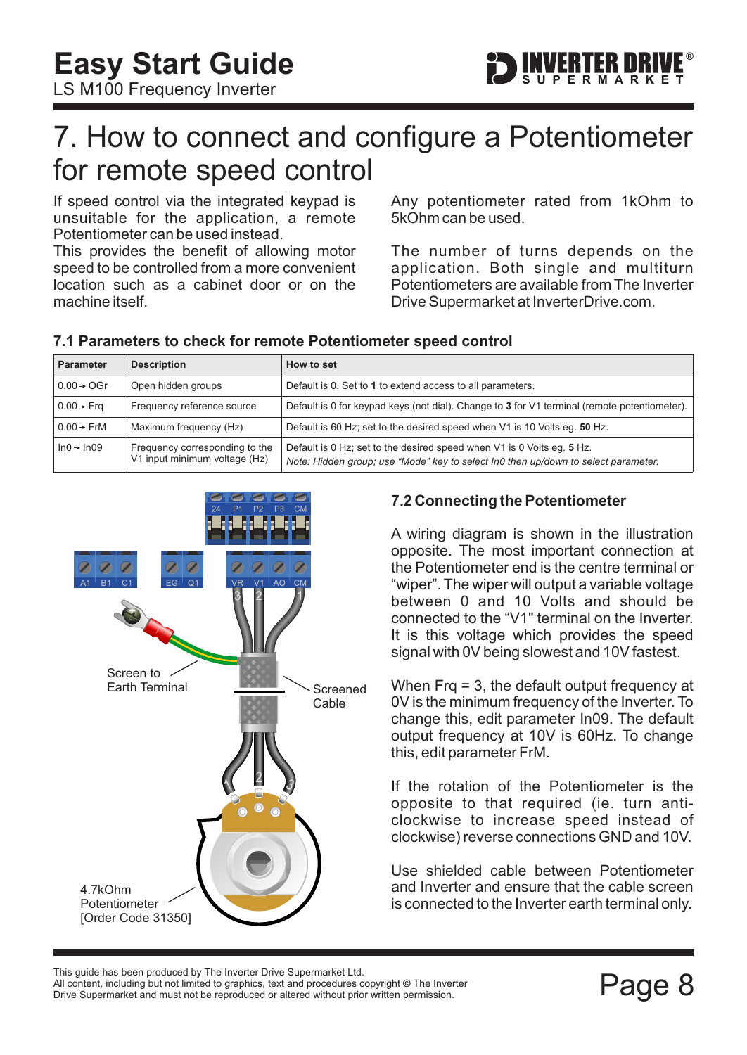# 7. How to connect and configure a Potentiometer for remote speed control

If speed control via the integrated keypad is unsuitable for the application, a remote Potentiometer can be used instead.
This provides the benefit of allowing motor speed to be controlled from a more convenient location such as a cabinet door or on the machine itself.

Any potentiometer rated from 1kOhm to 5kOhm can be used.

The number of turns depends on the application. Both single and multiturn Potentiometers are available from The Inverter Drive Supermarket at InverterDrive.com.

### 7.1 Parameters to check for remote Potentiometer speed control

| Parameter | Description | How to set |
|---|---|---|
| 0.00 → OGr | Open hidden groups | Default is 0. Set to **1** to extend access to all parameters. |
| 0.00 → Frq | Frequency reference source | Default is 0 for keypad keys (not dial). Change to **3** for V1 terminal (remote potentiometer). |
| 0.00 → FrM | Maximum frequency (Hz) | Default is 60 Hz; set to the desired speed when V1 is 10 Volts eg. **50** Hz. |
| In0 → In09 | Frequency corresponding to the V1 input minimum voltage (Hz) | Default is 0 Hz; set to the desired speed when V1 is 0 Volts eg. **5** Hz. *Note: Hidden group; use "Mode" key to select In0 then up/down to select parameter.* |

24 P1 P2 P3 CM

A1 B1 C1 EG Q1 VR V1 AO CM

Screen to Earth Terminal

Screened Cable

4.7kOhm Potentiometer [Order Code 31350]

### 7.2 Connecting the Potentiometer

A wiring diagram is shown in the illustration opposite. The most important connection at the Potentiometer end is the centre terminal or "wiper". The wiper will output a variable voltage between 0 and 10 Volts and should be connected to the "V1" terminal on the Inverter. It is this voltage which provides the speed signal with 0V being slowest and 10V fastest.

When Frq = 3, the default output frequency at 0V is the minimum frequency of the Inverter. To change this, edit parameter In09. The default output frequency at 10V is 60Hz. To change this, edit parameter FrM.

If the rotation of the Potentiometer is the opposite to that required (ie. turn anti-clockwise to increase speed instead of clockwise) reverse connections GND and 10V.

Use shielded cable between Potentiometer and Inverter and ensure that the cable screen is connected to the Inverter earth terminal only.

This guide has been produced by The Inverter Drive Supermarket Ltd.
All content, including but not limited to graphics, text and procedures copyright © The Inverter Drive Supermarket and must not be reproduced or altered without prior written permission.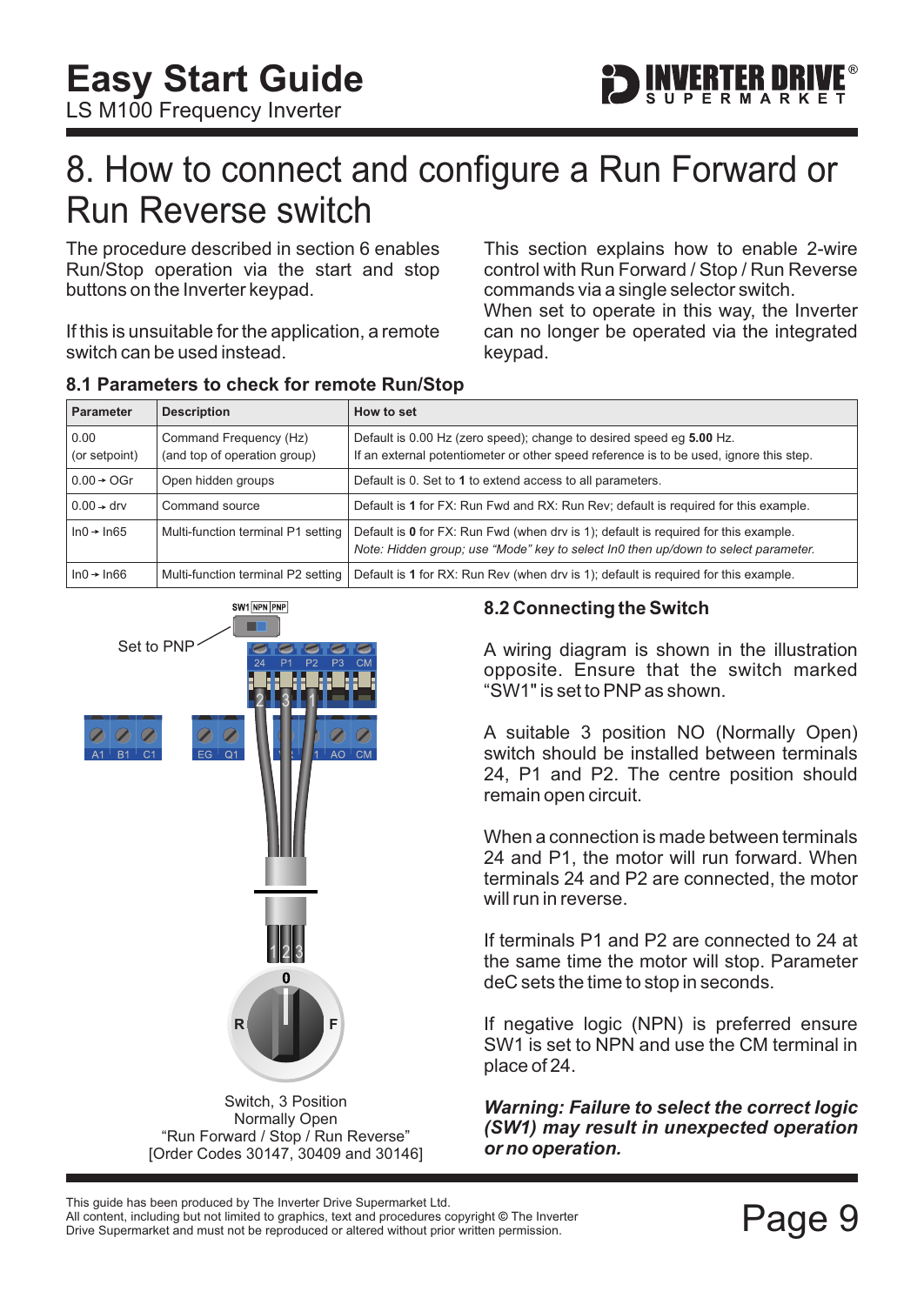# 8. How to connect and configure a Run Forward or Run Reverse switch

The procedure described in section 6 enables Run/Stop operation via the start and stop buttons on the Inverter keypad.

If this is unsuitable for the application, a remote switch can be used instead.

This section explains how to enable 2-wire control with Run Forward / Stop / Run Reverse commands via a single selector switch.
When set to operate in this way, the Inverter can no longer be operated via the integrated keypad.

## 8.1 Parameters to check for remote Run/Stop

| Parameter | Description | How to set |
|---|---|---|
| 0.00<br>(or setpoint) | Command Frequency (Hz)<br>(and top of operation group) | Default is 0.00 Hz (zero speed); change to desired speed eg **5.00** Hz.<br>If an external potentiometer or other speed reference is to be used, ignore this step. |
| 0.00 → OGr | Open hidden groups | Default is 0. Set to **1** to extend access to all parameters. |
| 0.00 → drv | Command source | Default is **1** for FX: Run Fwd and RX: Run Rev; default is required for this example. |
| In0 → In65 | Multi-function terminal P1 setting | Default is **0** for FX: Run Fwd (when drv is 1); default is required for this example.<br>*Note: Hidden group; use "Mode" key to select In0 then up/down to select parameter.* |
| In0 → In66 | Multi-function terminal P2 setting | Default is **1** for RX: Run Rev (when drv is 1); default is required for this example. |

Set to PNP

Switch, 3 Position
Normally Open
"Run Forward / Stop / Run Reverse"
[Order Codes 30147, 30409 and 30146]

## 8.2 Connecting the Switch

A wiring diagram is shown in the illustration opposite. Ensure that the switch marked "SW1" is set to PNP as shown.

A suitable 3 position NO (Normally Open) switch should be installed between terminals 24, P1 and P2. The centre position should remain open circuit.

When a connection is made between terminals 24 and P1, the motor will run forward. When terminals 24 and P2 are connected, the motor will run in reverse.

If terminals P1 and P2 are connected to 24 at the same time the motor will stop. Parameter deC sets the time to stop in seconds.

If negative logic (NPN) is preferred ensure SW1 is set to NPN and use the CM terminal in place of 24.

***Warning: Failure to select the correct logic (SW1) may result in unexpected operation or no operation.***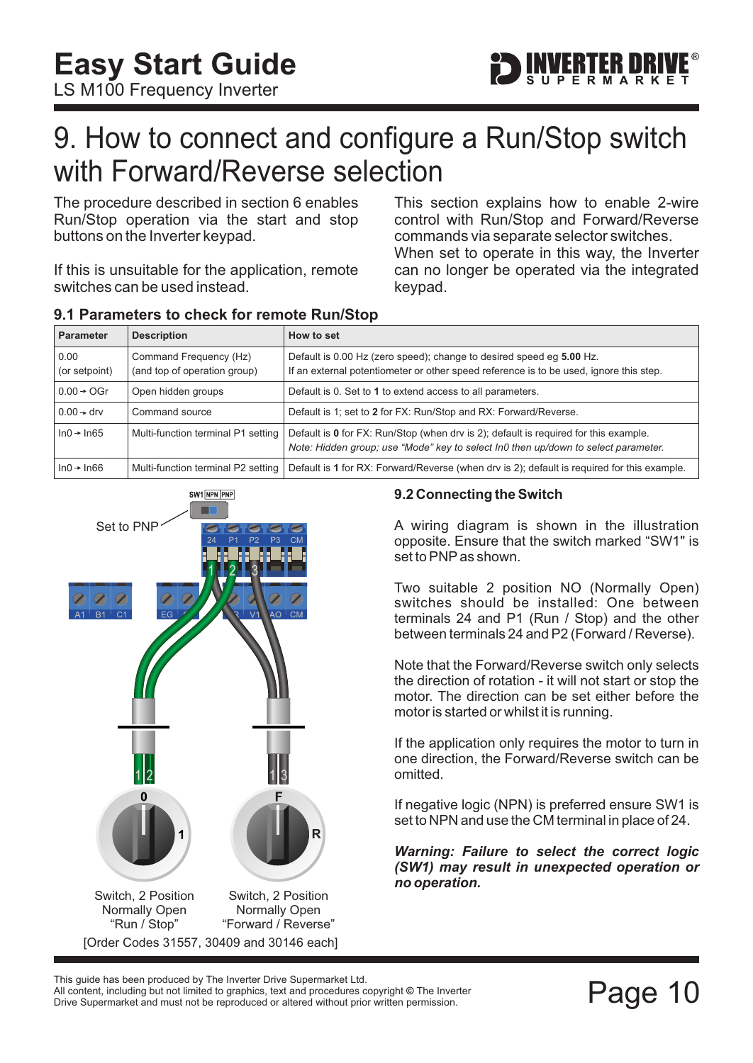# 9. How to connect and configure a Run/Stop switch with Forward/Reverse selection

The procedure described in section 6 enables Run/Stop operation via the start and stop buttons on the Inverter keypad.

If this is unsuitable for the application, remote switches can be used instead.

This section explains how to enable 2-wire control with Run/Stop and Forward/Reverse commands via separate selector switches. When set to operate in this way, the Inverter can no longer be operated via the integrated keypad.

## 9.1 Parameters to check for remote Run/Stop

| Parameter | Description | How to set |
|---|---|---|
| 0.00 (or setpoint) | Command Frequency (Hz) (and top of operation group) | Default is 0.00 Hz (zero speed); change to desired speed eg **5.00** Hz. If an external potentiometer or other speed reference is to be used, ignore this step. |
| 0.00 → OGr | Open hidden groups | Default is 0. Set to **1** to extend access to all parameters. |
| 0.00 → drv | Command source | Default is 1; set to **2** for FX: Run/Stop and RX: Forward/Reverse. |
| In0 → In65 | Multi-function terminal P1 setting | Default is **0** for FX: Run/Stop (when drv is 2); default is required for this example. *Note: Hidden group; use "Mode" key to select In0 then up/down to select parameter.* |
| In0 → In66 | Multi-function terminal P2 setting | Default is **1** for RX: Forward/Reverse (when drv is 2); default is required for this example. |

Set to PNP

Switch, 2 Position Normally Open "Run / Stop"

Switch, 2 Position Normally Open "Forward / Reverse"

[Order Codes 31557, 30409 and 30146 each]

## 9.2 Connecting the Switch

A wiring diagram is shown in the illustration opposite. Ensure that the switch marked "SW1" is set to PNP as shown.

Two suitable 2 position NO (Normally Open) switches should be installed: One between terminals 24 and P1 (Run / Stop) and the other between terminals 24 and P2 (Forward / Reverse).

Note that the Forward/Reverse switch only selects the direction of rotation - it will not start or stop the motor. The direction can be set either before the motor is started or whilst it is running.

If the application only requires the motor to turn in one direction, the Forward/Reverse switch can be omitted.

If negative logic (NPN) is preferred ensure SW1 is set to NPN and use the CM terminal in place of 24.

***Warning: Failure to select the correct logic (SW1) may result in unexpected operation or no operation.***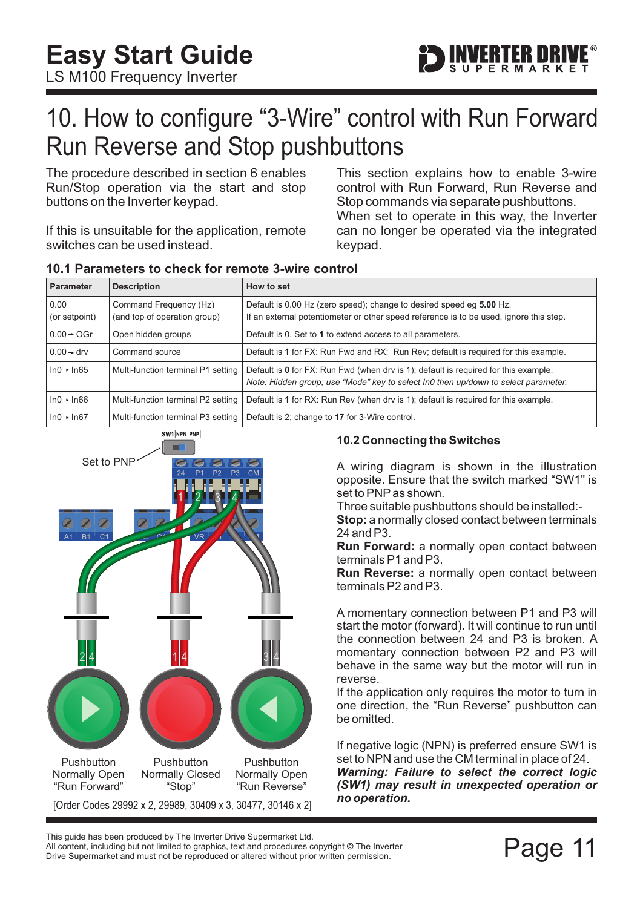# 10. How to configure "3-Wire" control with Run Forward Run Reverse and Stop pushbuttons

The procedure described in section 6 enables Run/Stop operation via the start and stop buttons on the Inverter keypad.

If this is unsuitable for the application, remote switches can be used instead.

This section explains how to enable 3-wire control with Run Forward, Run Reverse and Stop commands via separate pushbuttons. When set to operate in this way, the Inverter can no longer be operated via the integrated keypad.

## 10.1 Parameters to check for remote 3-wire control

| Parameter | Description | How to set |
|---|---|---|
| 0.00 (or setpoint) | Command Frequency (Hz) (and top of operation group) | Default is 0.00 Hz (zero speed); change to desired speed eg **5.00** Hz. If an external potentiometer or other speed reference is to be used, ignore this step. |
| 0.00 → OGr | Open hidden groups | Default is 0. Set to **1** to extend access to all parameters. |
| 0.00 → drv | Command source | Default is **1** for FX: Run Fwd and RX: Run Rev; default is required for this example. |
| In0 → In65 | Multi-function terminal P1 setting | Default is **0** for FX: Run Fwd (when drv is 1); default is required for this example. *Note: Hidden group; use "Mode" key to select In0 then up/down to select parameter.* |
| In0 → In66 | Multi-function terminal P2 setting | Default is **1** for RX: Run Rev (when drv is 1); default is required for this example. |
| In0 → In67 | Multi-function terminal P3 setting | Default is 2; change to **17** for 3-Wire control. |

SW1 NPN PNP

Set to PNP

24 P1 P2 P3 CM

A1 B1 C1 VR

Pushbutton Normally Open "Run Forward"

Pushbutton Normally Closed "Stop"

Pushbutton Normally Open "Run Reverse"

[Order Codes 29992 x 2, 29989, 30409 x 3, 30477, 30146 x 2]

## 10.2 Connecting the Switches

A wiring diagram is shown in the illustration opposite. Ensure that the switch marked "SW1" is set to PNP as shown.

Three suitable pushbuttons should be installed:-

**Stop:** a normally closed contact between terminals 24 and P3.

**Run Forward:** a normally open contact between terminals P1 and P3.

**Run Reverse:** a normally open contact between terminals P2 and P3.

A momentary connection between P1 and P3 will start the motor (forward). It will continue to run until the connection between 24 and P3 is broken. A momentary connection between P2 and P3 will behave in the same way but the motor will run in reverse.

If the application only requires the motor to turn in one direction, the "Run Reverse" pushbutton can be omitted.

If negative logic (NPN) is preferred ensure SW1 is set to NPN and use the CM terminal in place of 24.

***Warning: Failure to select the correct logic (SW1) may result in unexpected operation or no operation.***

This guide has been produced by The Inverter Drive Supermarket Ltd.
All content, including but not limited to graphics, text and procedures copyright © The Inverter Drive Supermarket and must not be reproduced or altered without prior written permission.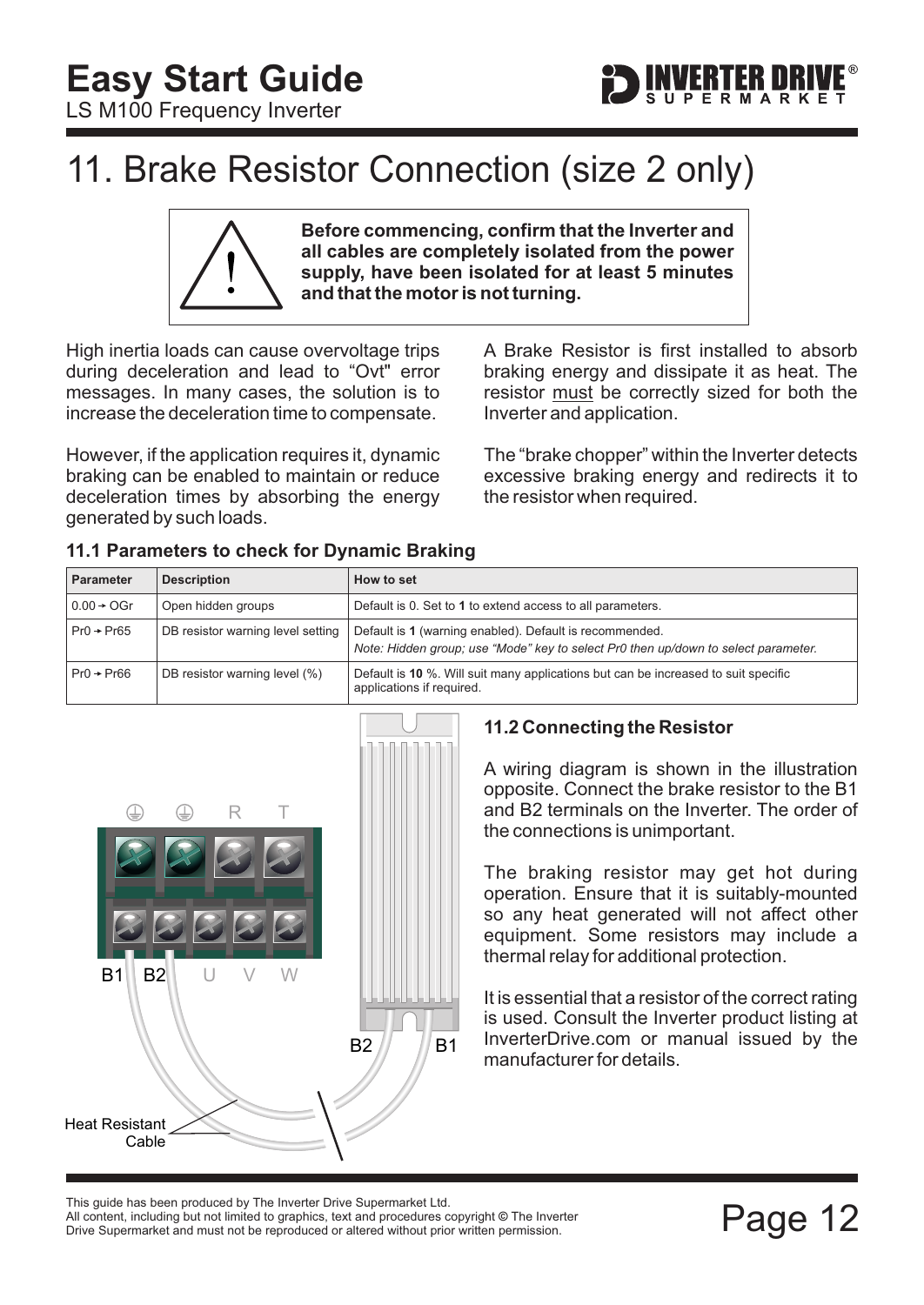# 11. Brake Resistor Connection (size 2 only)

**Before commencing, confirm that the Inverter and all cables are completely isolated from the power supply, have been isolated for at least 5 minutes and that the motor is not turning.**

High inertia loads can cause overvoltage trips during deceleration and lead to "Ovt" error messages. In many cases, the solution is to increase the deceleration time to compensate.

However, if the application requires it, dynamic braking can be enabled to maintain or reduce deceleration times by absorbing the energy generated by such loads.

A Brake Resistor is first installed to absorb braking energy and dissipate it as heat. The resistor must be correctly sized for both the Inverter and application.

The "brake chopper" within the Inverter detects excessive braking energy and redirects it to the resistor when required.

### 11.1 Parameters to check for Dynamic Braking

| Parameter | Description | How to set |
|---|---|---|
| 0.00 → OGr | Open hidden groups | Default is 0. Set to **1** to extend access to all parameters. |
| Pr0 → Pr65 | DB resistor warning level setting | Default is **1** (warning enabled). Default is recommended. *Note: Hidden group; use "Mode" key to select Pr0 then up/down to select parameter.* |
| Pr0 → Pr66 | DB resistor warning level (%) | Default is **10** %. Will suit many applications but can be increased to suit specific applications if required. |

### 11.2 Connecting the Resistor

A wiring diagram is shown in the illustration opposite. Connect the brake resistor to the B1 and B2 terminals on the Inverter. The order of the connections is unimportant.

The braking resistor may get hot during operation. Ensure that it is suitably-mounted so any heat generated will not affect other equipment. Some resistors may include a thermal relay for additional protection.

It is essential that a resistor of the correct rating is used. Consult the Inverter product listing at InverterDrive.com or manual issued by the manufacturer for details.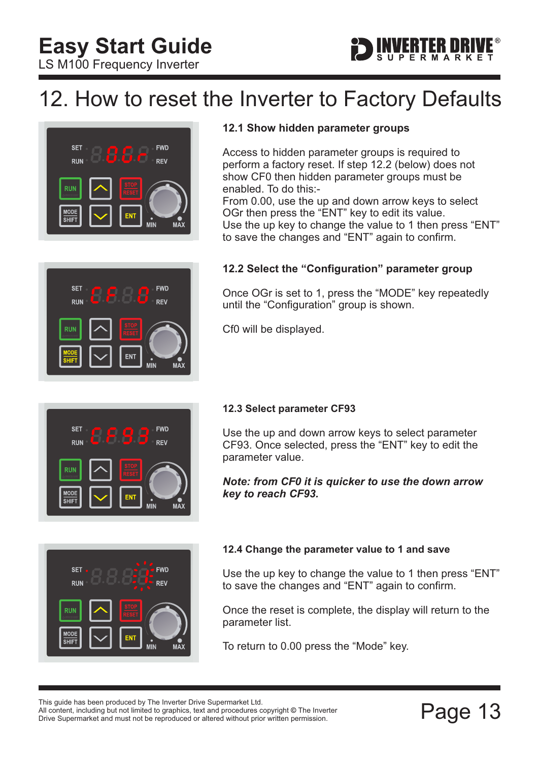# 12. How to reset the Inverter to Factory Defaults

### 12.1 Show hidden parameter groups

Access to hidden parameter groups is required to perform a factory reset. If step 12.2 (below) does not show CF0 then hidden parameter groups must be enabled. To do this:-
From 0.00, use the up and down arrow keys to select OGr then press the “ENT” key to edit its value.
Use the up key to change the value to 1 then press “ENT” to save the changes and “ENT” again to confirm.

### 12.2 Select the “Configuration” parameter group

Once OGr is set to 1, press the “MODE” key repeatedly until the “Configuration” group is shown.

Cf0 will be displayed.

### 12.3 Select parameter CF93

Use the up and down arrow keys to select parameter CF93. Once selected, press the “ENT” key to edit the parameter value.

***Note: from CF0 it is quicker to use the down arrow key to reach CF93.***

### 12.4 Change the parameter value to 1 and save

Use the up key to change the value to 1 then press “ENT” to save the changes and “ENT” again to confirm.

Once the reset is complete, the display will return to the parameter list.

To return to 0.00 press the “Mode” key.

This guide has been produced by The Inverter Drive Supermarket Ltd.
All content, including but not limited to graphics, text and procedures copyright © The Inverter Drive Supermarket and must not be reproduced or altered without prior written permission.